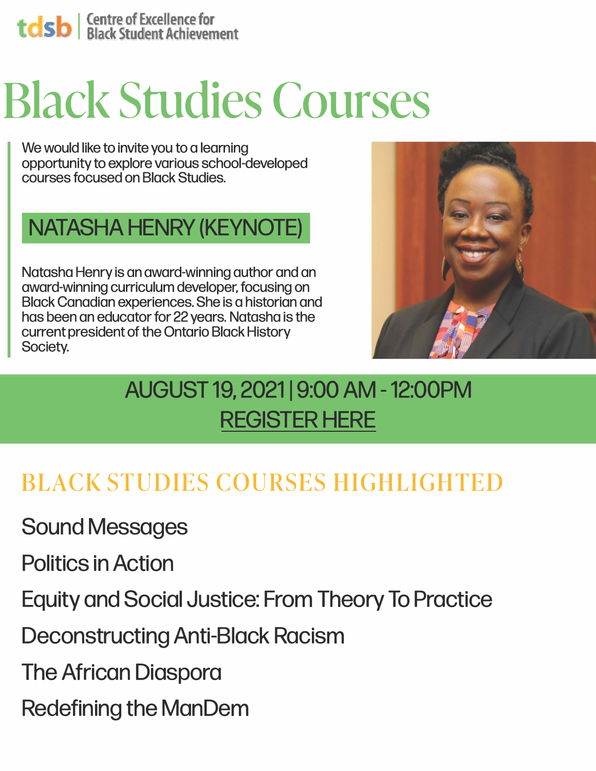tdsb | Centre of Excellence for Black Student Achievement

# Black Studies Courses

We would like to invite you to a learning opportunity to explore various school-developed courses focused on Black Studies.

## NATASHA HENRY (KEYNOTE)

Natasha Henry is an award-winning author and an award-winning curriculum developer, focusing on Black Canadian experiences. She is a historian and has been an educator for 22 years. Natasha is the current president of the Ontario Black History Society.

**AUGUST 19, 2021 | 9:00 AM - 12:00PM**

**REGISTER HERE**

## BLACK STUDIES COURSES HIGHLIGHTED

Sound Messages

Politics in Action

Equity and Social Justice: From Theory To Practice

Deconstructing Anti-Black Racism

The African Diaspora

Redefining the ManDem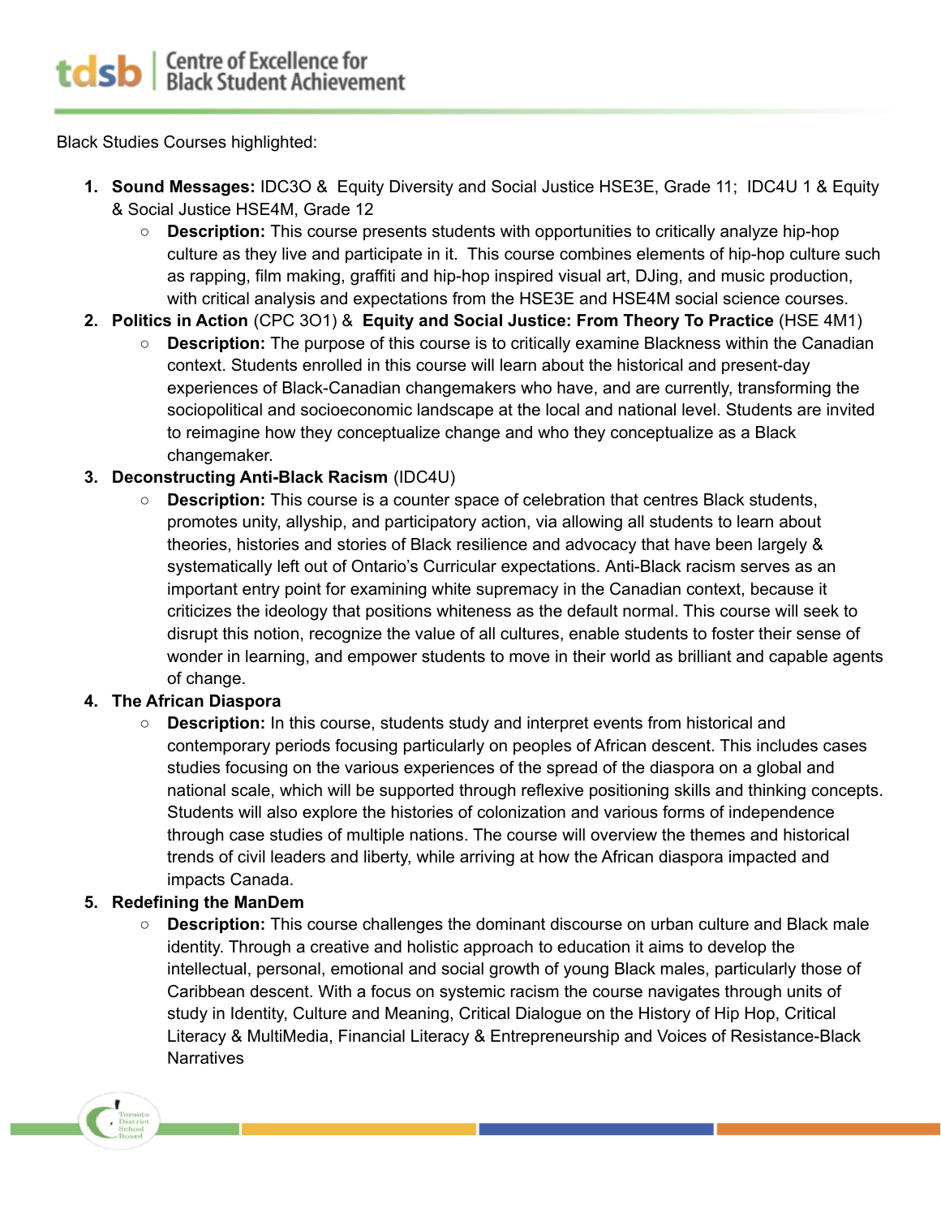Black Studies Courses highlighted:

1. **Sound Messages:** IDC3O & Equity Diversity and Social Justice HSE3E, Grade 11; IDC4U 1 & Equity & Social Justice HSE4M, Grade 12
   - **Description:** This course presents students with opportunities to critically analyze hip-hop culture as they live and participate in it. This course combines elements of hip-hop culture such as rapping, film making, graffiti and hip-hop inspired visual art, DJing, and music production, with critical analysis and expectations from the HSE3E and HSE4M social science courses.
2. **Politics in Action** (CPC 3O1) & **Equity and Social Justice: From Theory To Practice** (HSE 4M1)
   - **Description:** The purpose of this course is to critically examine Blackness within the Canadian context. Students enrolled in this course will learn about the historical and present-day experiences of Black-Canadian changemakers who have, and are currently, transforming the sociopolitical and socioeconomic landscape at the local and national level. Students are invited to reimagine how they conceptualize change and who they conceptualize as a Black changemaker.
3. **Deconstructing Anti-Black Racism** (IDC4U)
   - **Description:** This course is a counter space of celebration that centres Black students, promotes unity, allyship, and participatory action, via allowing all students to learn about theories, histories and stories of Black resilience and advocacy that have been largely & systematically left out of Ontario's Curricular expectations. Anti-Black racism serves as an important entry point for examining white supremacy in the Canadian context, because it criticizes the ideology that positions whiteness as the default normal. This course will seek to disrupt this notion, recognize the value of all cultures, enable students to foster their sense of wonder in learning, and empower students to move in their world as brilliant and capable agents of change.
4. **The African Diaspora**
   - **Description:** In this course, students study and interpret events from historical and contemporary periods focusing particularly on peoples of African descent. This includes cases studies focusing on the various experiences of the spread of the diaspora on a global and national scale, which will be supported through reflexive positioning skills and thinking concepts. Students will also explore the histories of colonization and various forms of independence through case studies of multiple nations. The course will overview the themes and historical trends of civil leaders and liberty, while arriving at how the African diaspora impacted and impacts Canada.
5. **Redefining the ManDem**
   - **Description:** This course challenges the dominant discourse on urban culture and Black male identity. Through a creative and holistic approach to education it aims to develop the intellectual, personal, emotional and social growth of young Black males, particularly those of Caribbean descent. With a focus on systemic racism the course navigates through units of study in Identity, Culture and Meaning, Critical Dialogue on the History of Hip Hop, Critical Literacy & MultiMedia, Financial Literacy & Entrepreneurship and Voices of Resistance-Black Narratives